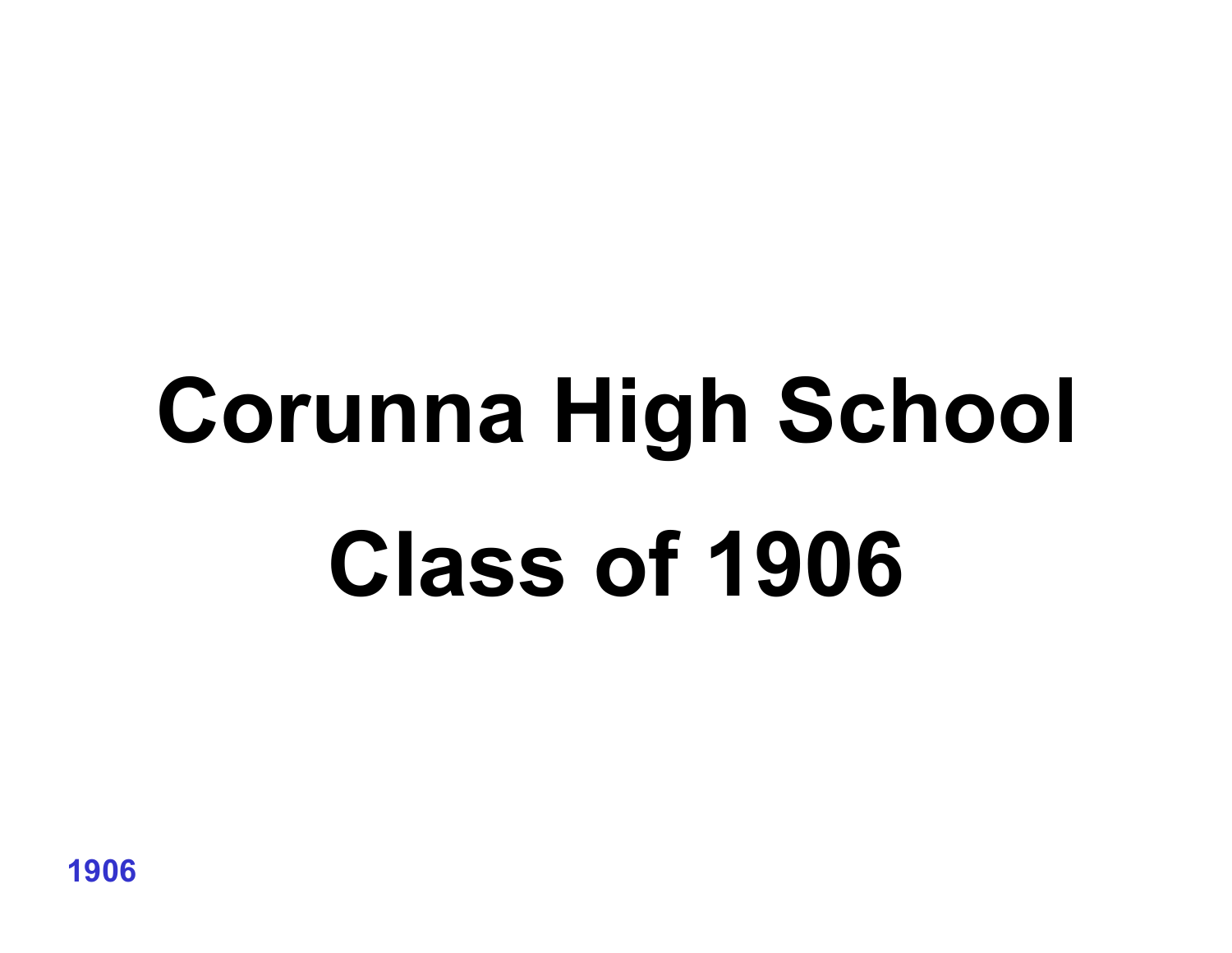# Corunna High School

# Class of 1906

1906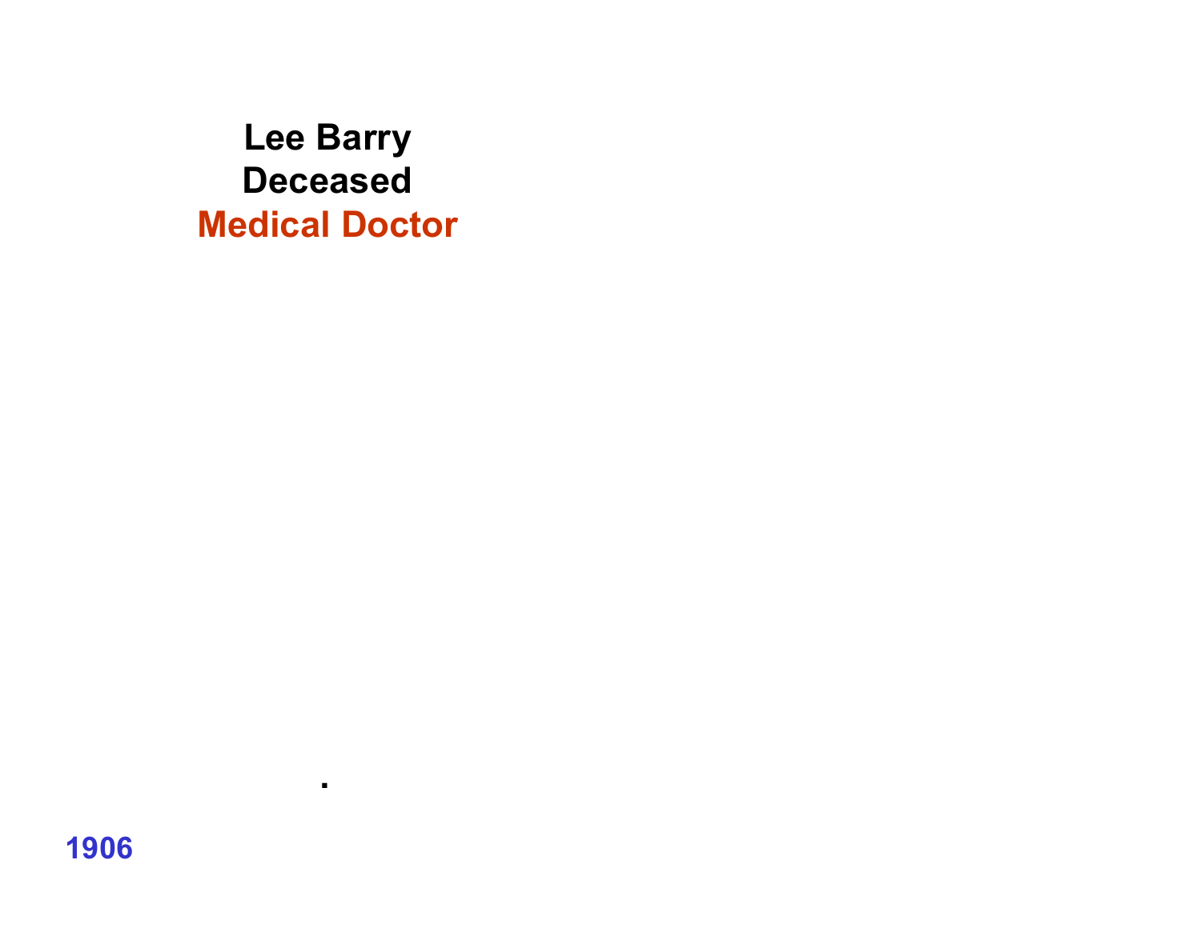**Lee Barry**
**Deceased**
**Medical Doctor**

.

**1906**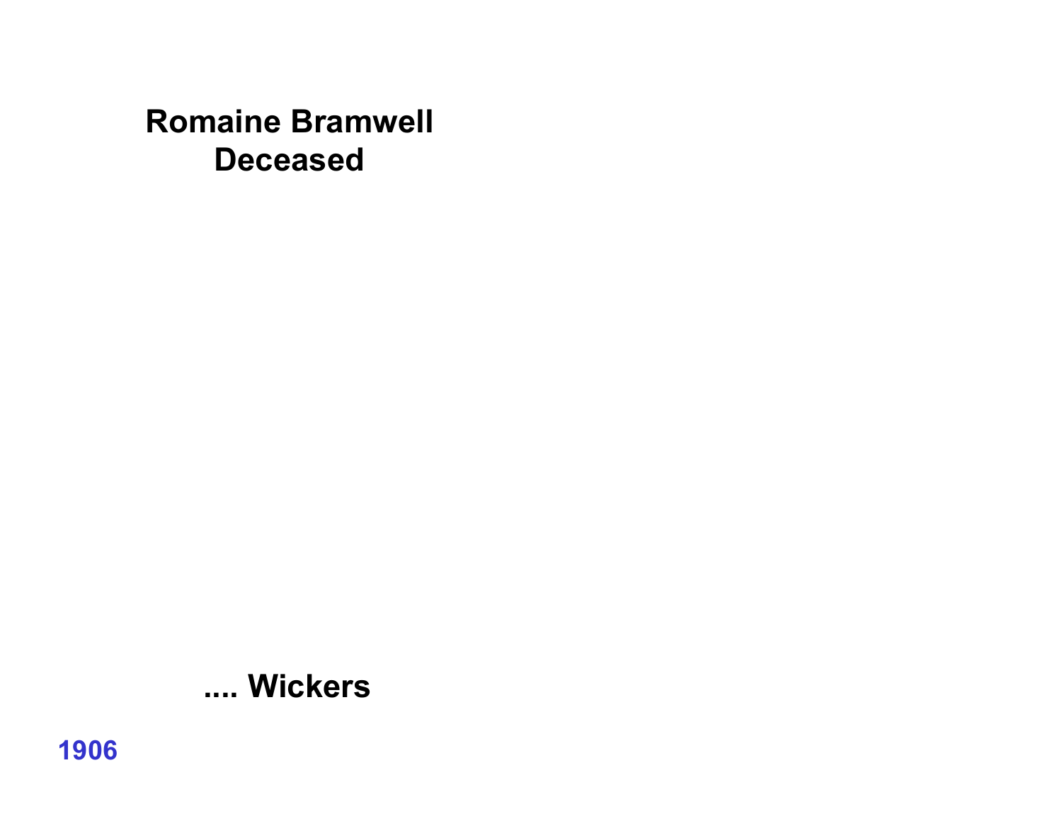**Romaine Bramwell**
**Deceased**

**.... Wickers**

**1906**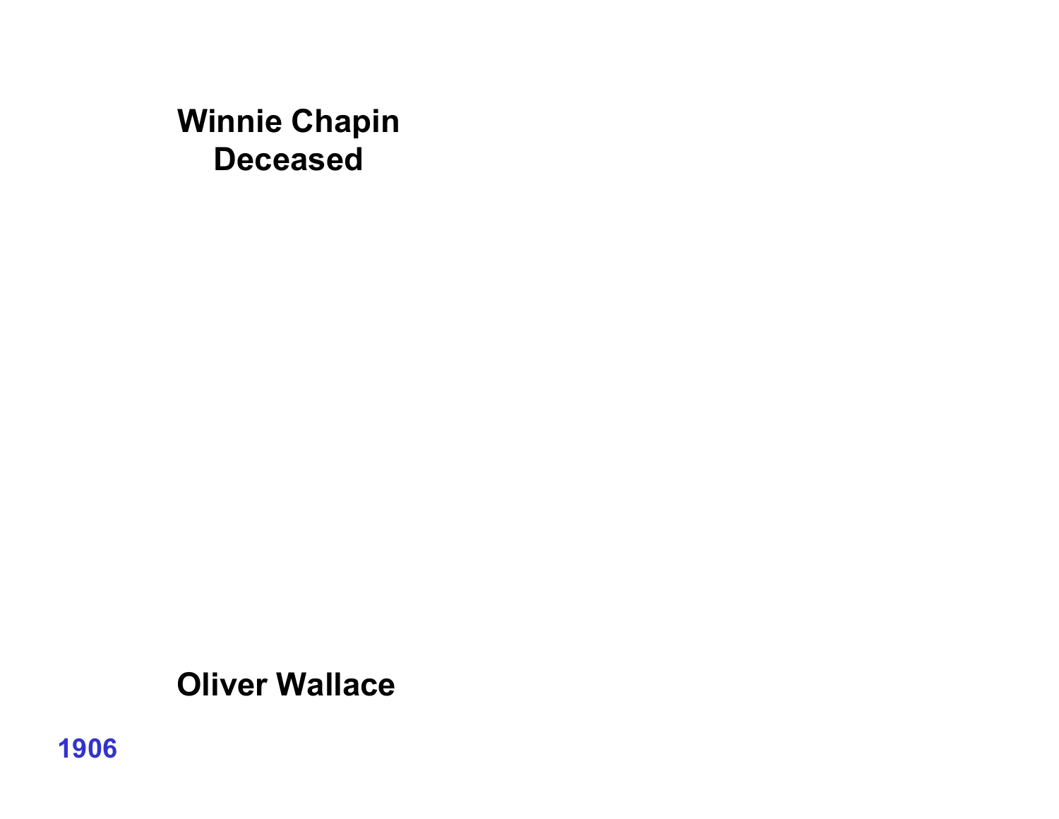**Winnie Chapin**
**Deceased**

**Oliver Wallace**

**1906**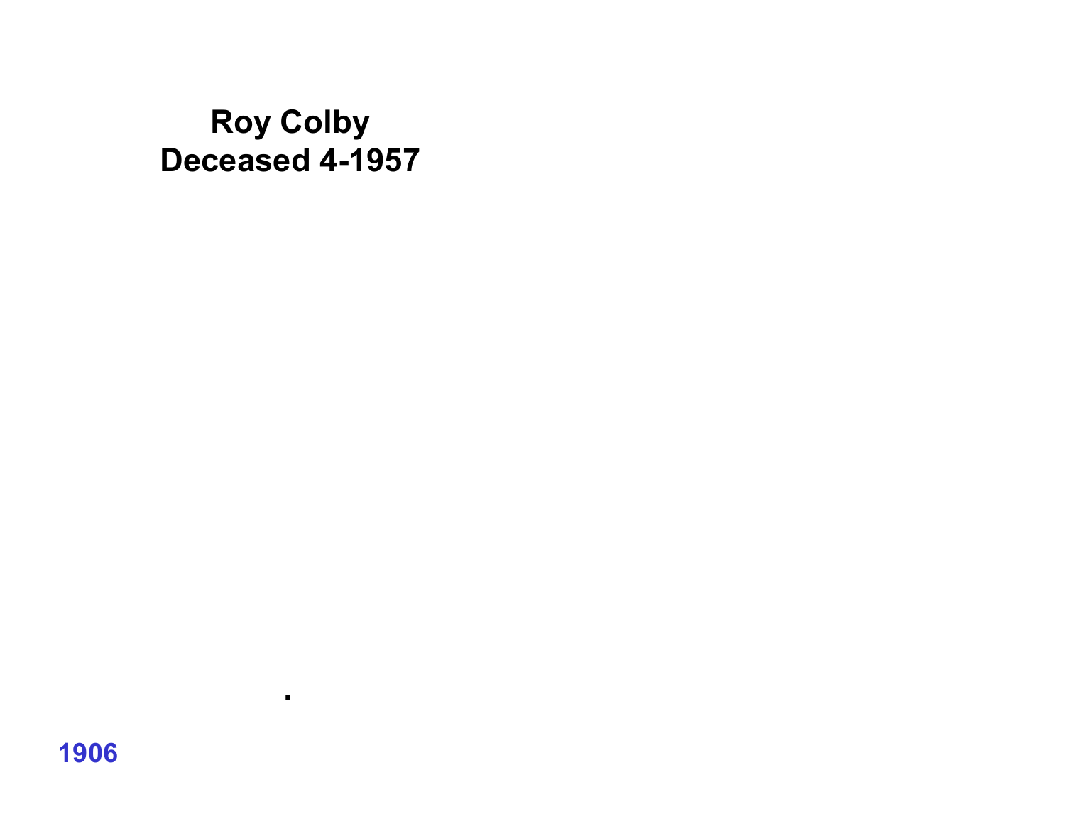**Roy Colby**
**Deceased 4-1957**

.

1906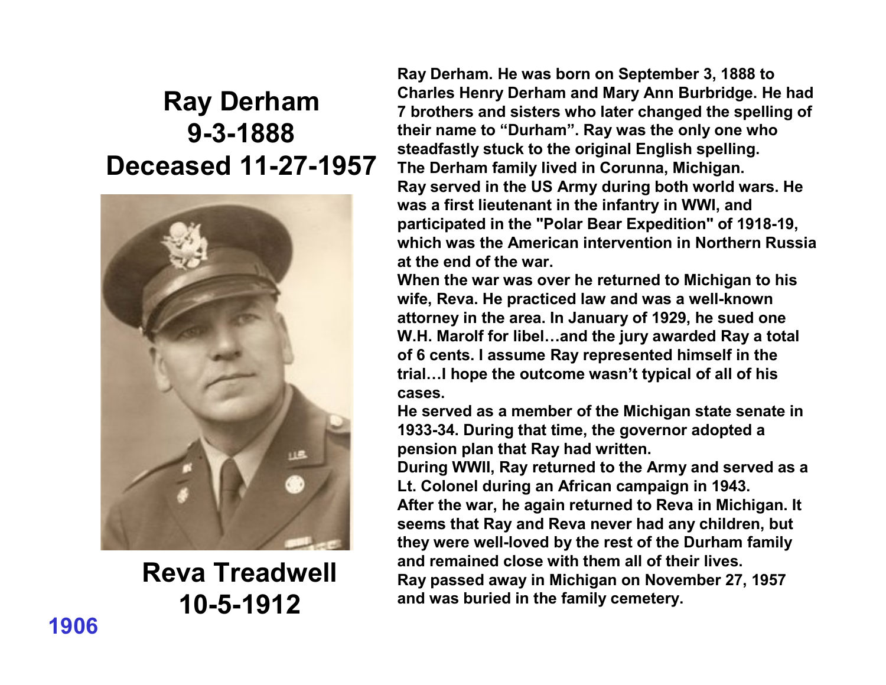# Ray Derham
# 9-3-1888
# Deceased 11-27-1957

## Reva Treadwell
## 10-5-1912

**1906**

**Ray Derham. He was born on September 3, 1888 to Charles Henry Derham and Mary Ann Burbridge. He had 7 brothers and sisters who later changed the spelling of their name to "Durham". Ray was the only one who steadfastly stuck to the original English spelling.**

**The Derham family lived in Corunna, Michigan.**

**Ray served in the US Army during both world wars. He was a first lieutenant in the infantry in WWI, and participated in the "Polar Bear Expedition" of 1918-19, which was the American intervention in Northern Russia at the end of the war.**

**When the war was over he returned to Michigan to his wife, Reva. He practiced law and was a well-known attorney in the area. In January of 1929, he sued one W.H. Marolf for libel…and the jury awarded Ray a total of 6 cents. I assume Ray represented himself in the trial…I hope the outcome wasn't typical of all of his cases.**

**He served as a member of the Michigan state senate in 1933-34. During that time, the governor adopted a pension plan that Ray had written.**

**During WWII, Ray returned to the Army and served as a Lt. Colonel during an African campaign in 1943.**

**After the war, he again returned to Reva in Michigan. It seems that Ray and Reva never had any children, but they were well-loved by the rest of the Durham family and remained close with them all of their lives.**

**Ray passed away in Michigan on November 27, 1957 and was buried in the family cemetery.**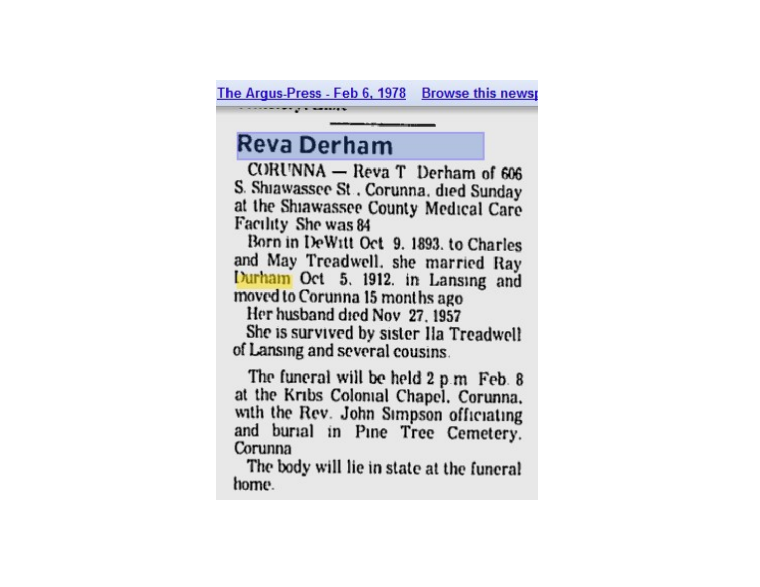The Argus-Press - Feb 6, 1978 Browse this newsp

# Reva Derham

CORUNNA — Reva T Derham of 606 S. Shiawassee St., Corunna, died Sunday at the Shiawassee County Medical Care Facility She was 84

Born in DeWitt Oct 9, 1893, to Charles and May Treadwell, she married Ray Durham Oct 5, 1912, in Lansing and moved to Corunna 15 months ago

Her husband died Nov 27, 1957

She is survived by sister Ila Treadwell of Lansing and several cousins.

The funeral will be held 2 p.m Feb. 8 at the Kribs Colonial Chapel, Corunna, with the Rev. John Simpson officiating and burial in Pine Tree Cemetery, Corunna

The body will lie in state at the funeral home.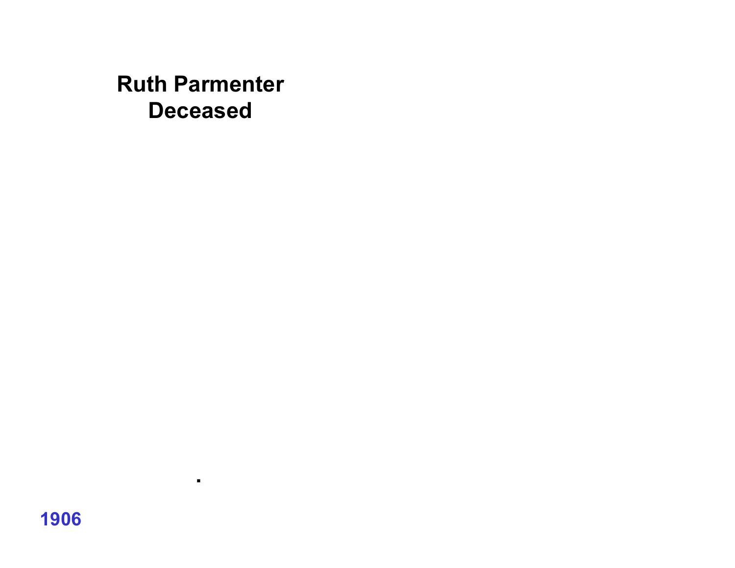**Ruth Parmenter**
**Deceased**

.

**1906**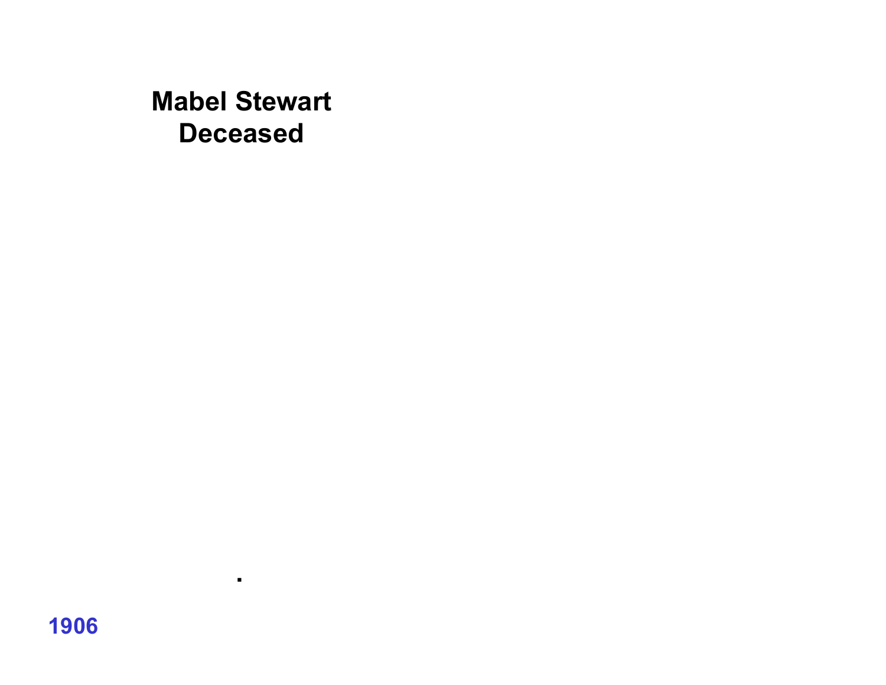**Mabel Stewart**
**Deceased**

.

1906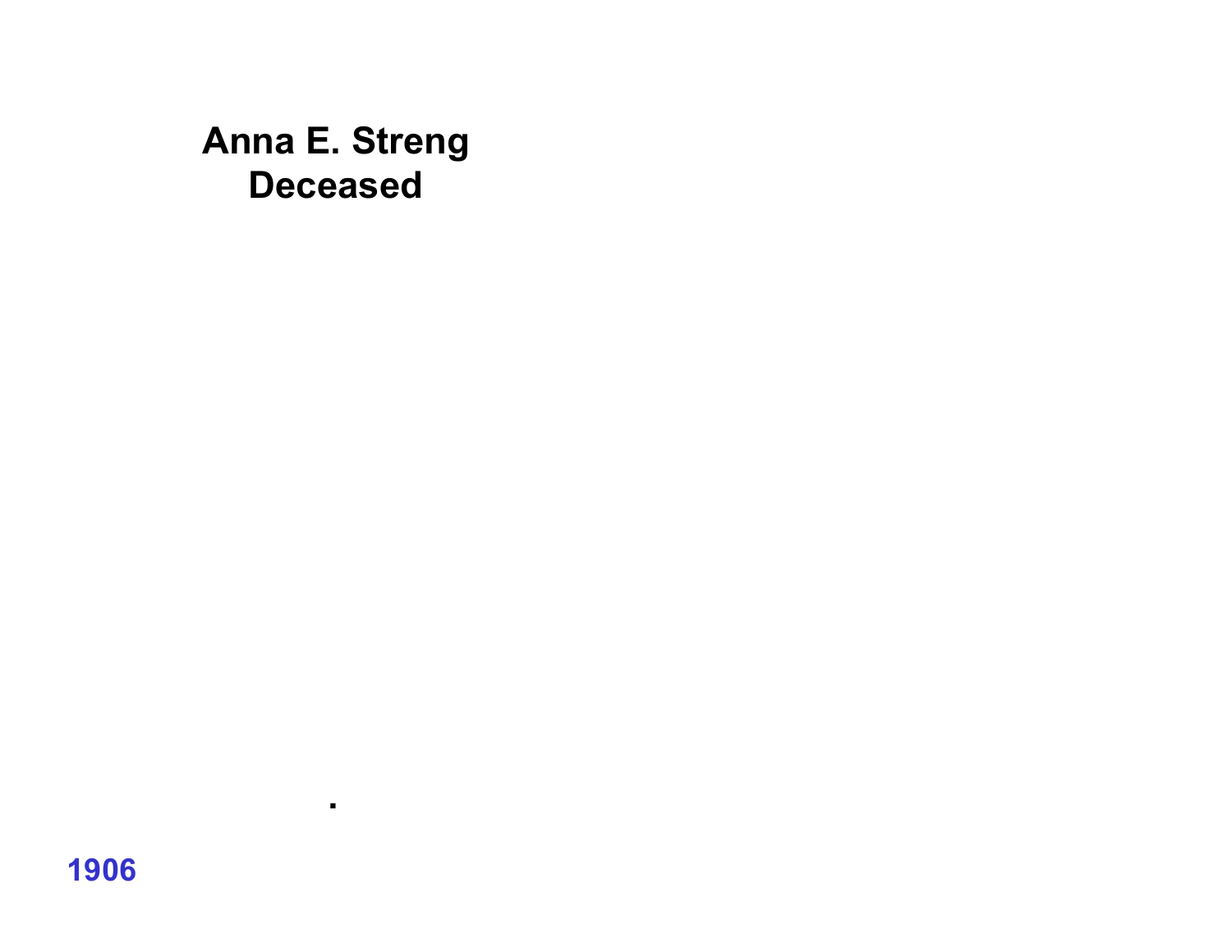**Anna E. Streng**
**Deceased**

.

1906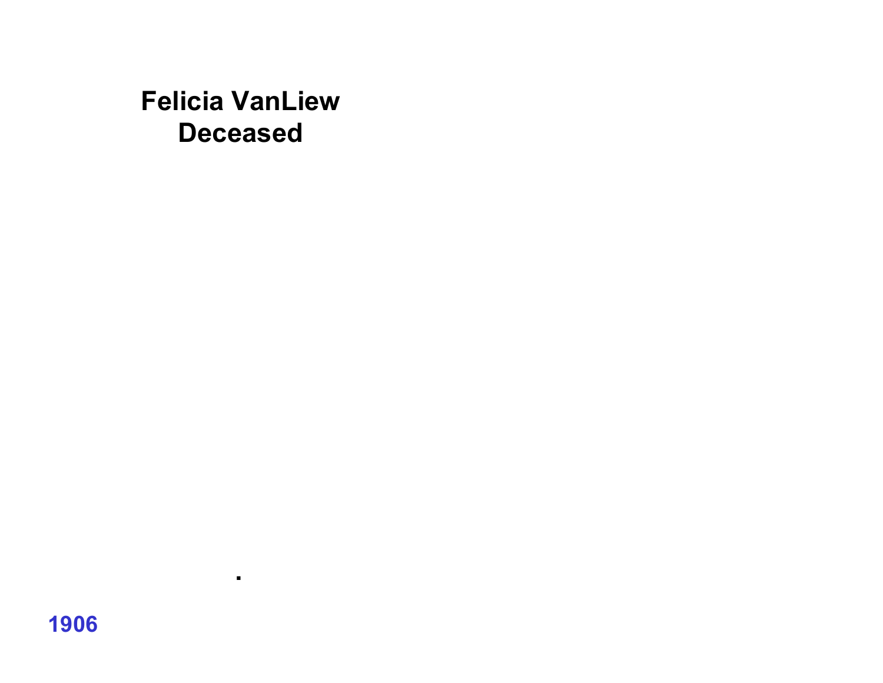**Felicia VanLiew**
**Deceased**

.

1906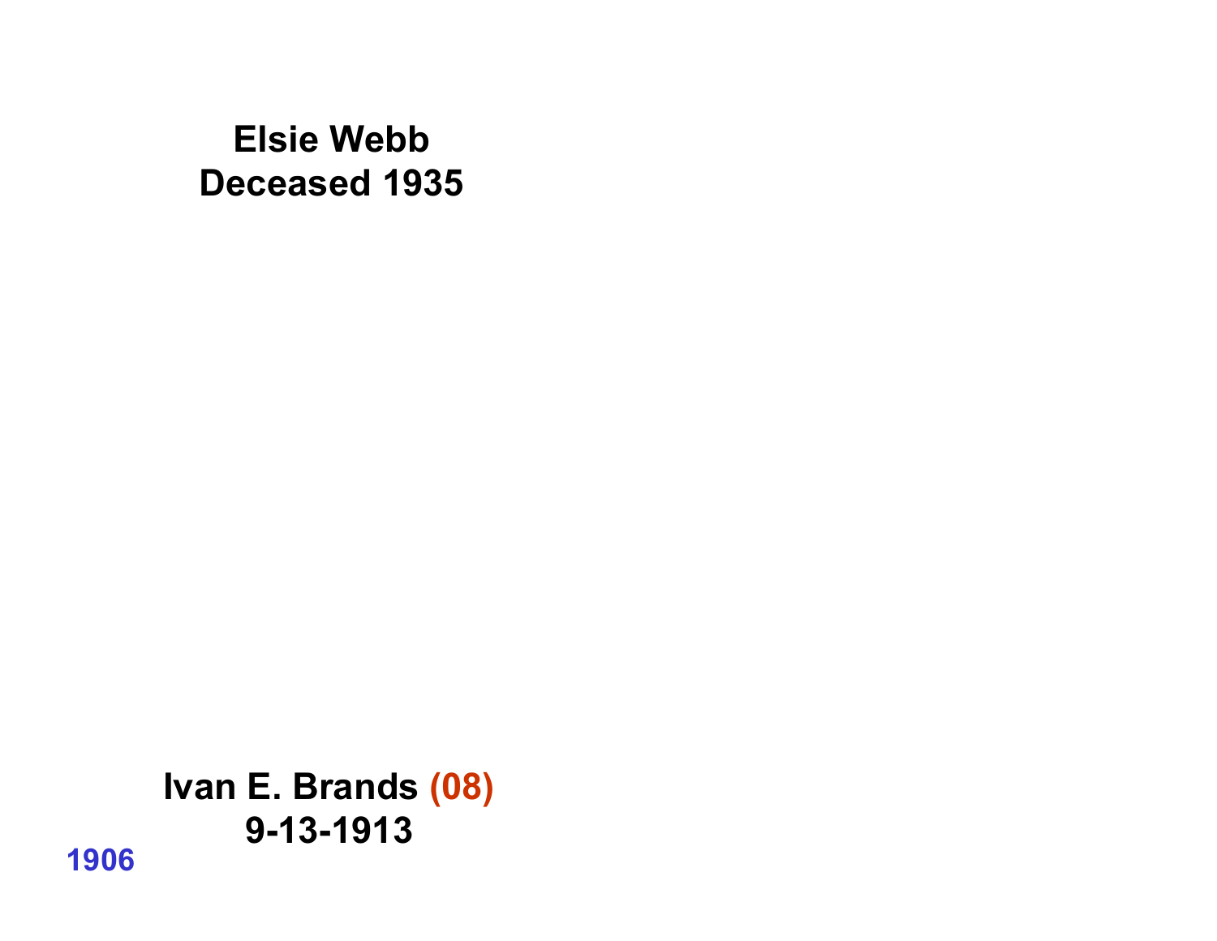**Elsie Webb**
**Deceased 1935**

**Ivan E. Brands (08)**
**9-13-1913**

**1906**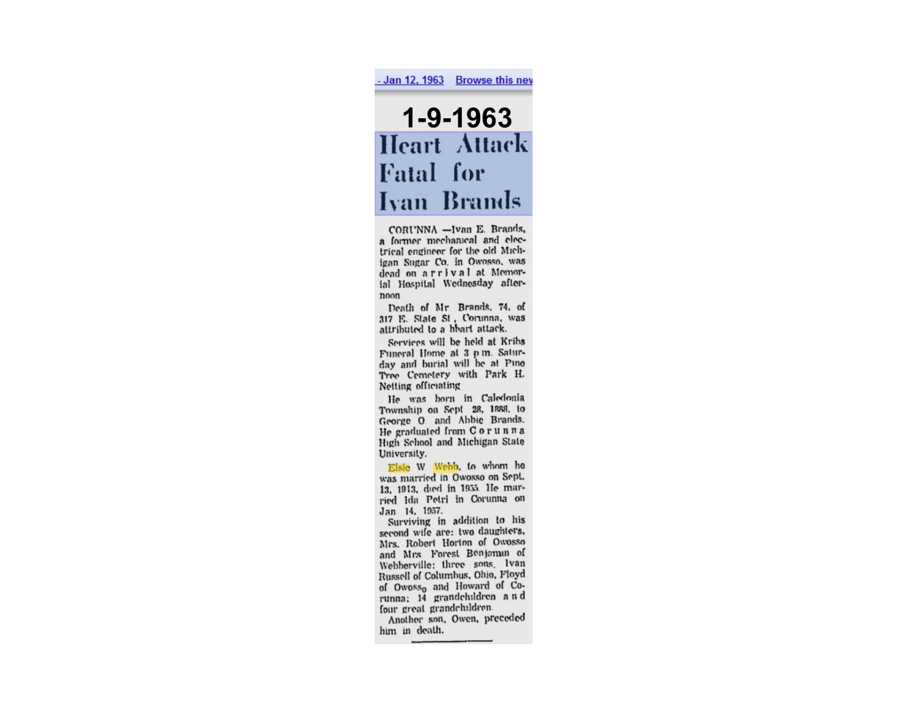- Jan 12, 1963 Browse this new

**1-9-1963**

# Heart Attack Fatal for Ivan Brands

CORUNNA —Ivan E. Brands, a former mechanical and electrical engineer for the old Michigan Sugar Co. in Owosso, was dead on arrival at Memorial Hospital Wednesday afternoon

Death of Mr Brands, 74, of 317 E. State St, Corunna, was attributed to a hbart attack.

Services will be held at Kribs Funeral Home at 3 p m. Saturday and burial will be at Pine Tree Cemetery with Park H. Netting officiating

He was born in Caledonia Township on Sept 28, 1888, to George O and Abbie Brands. He graduated from Corunna High School and Michigan State University.

Elsie W Webb, to whom he was married in Owosso on Sept. 13, 1913, died in 1955. He married Ida Petri in Corunna on Jan 14, 1957.

Surviving in addition to his second wife are: two daughters, Mrs. Robert Horton of Owosso and Mrs Forest Benjamin of Webberville; three sons, Ivan Russell of Columbus, Ohio, Floyd of Owosso and Howard of Corunna; 14 grandchildren and four great grandchildren.

Another son, Owen, preceded him in death.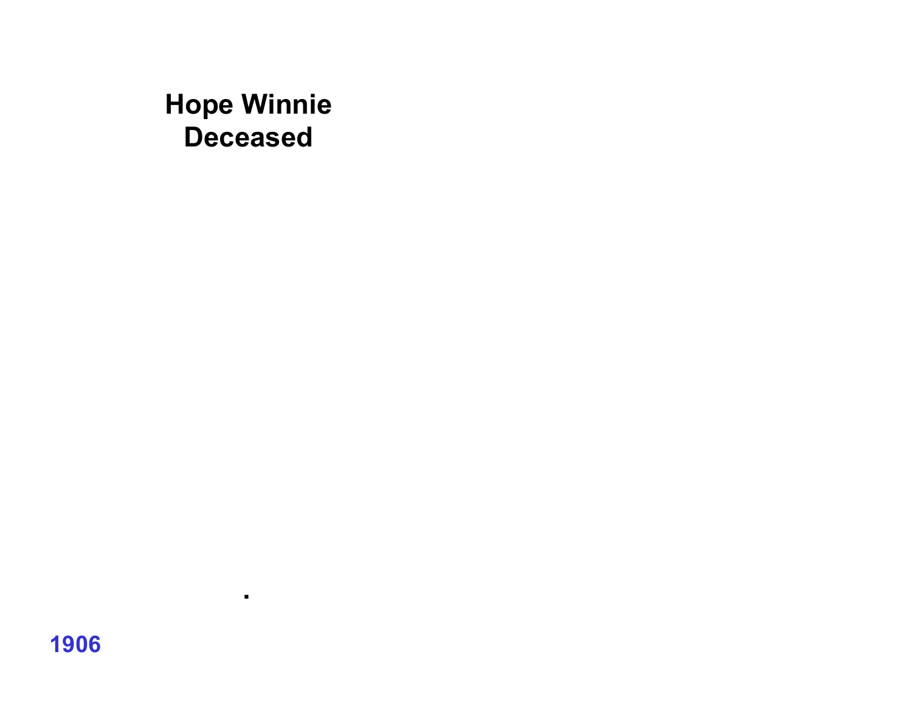**Hope Winnie**
**Deceased**

.

**1906**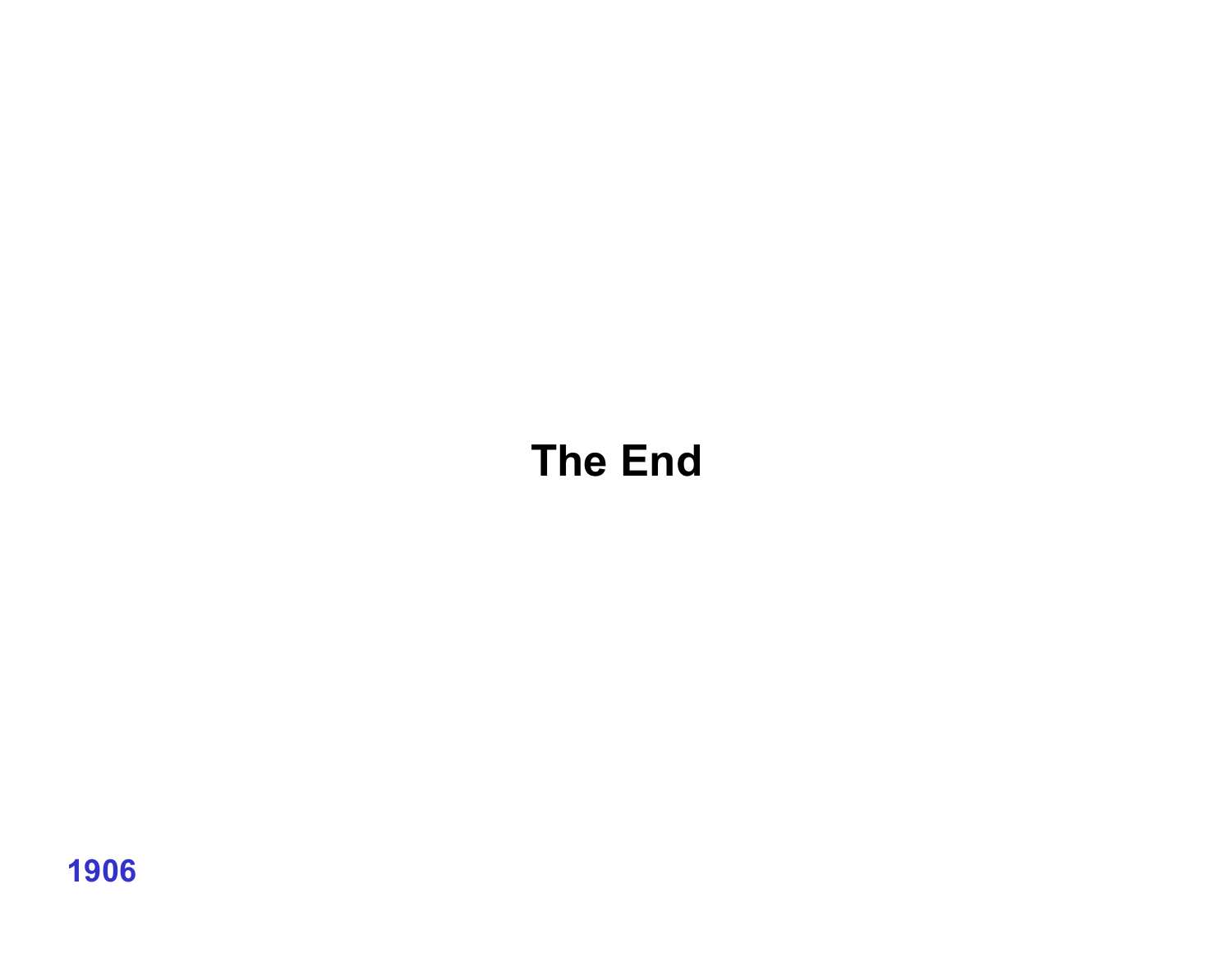**The End**

**1906**